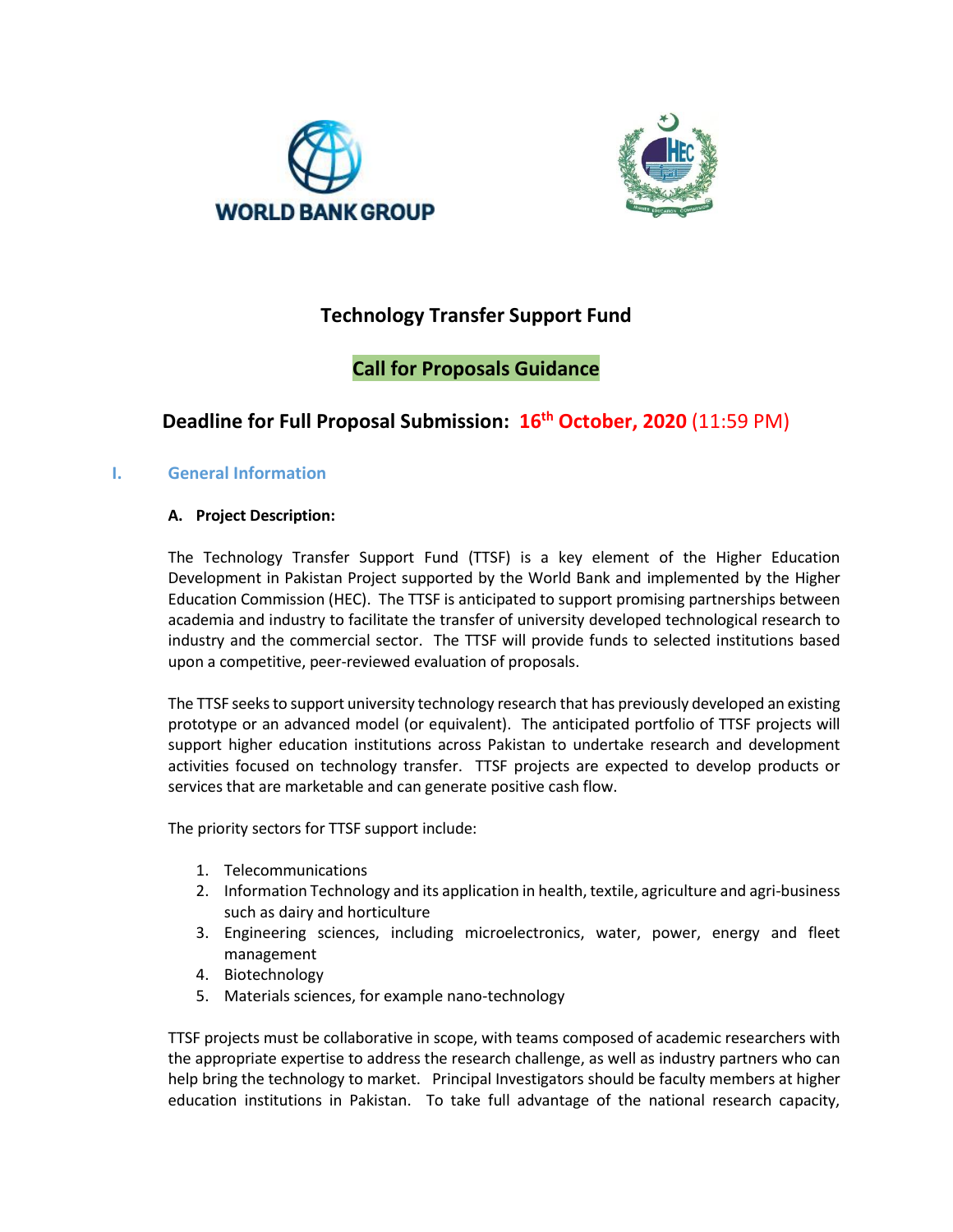# Technology Transfer Support Fund

## Call for Proposals Guidance

## Deadline for Full Proposal Submission: 16th October, 2020 (11:59 PM)

## I. General Information

### A. Project Description:

The Technology Transfer Support Fund (TTSF) is a key element of the Higher Education Development in Pakistan Project supported by the World Bank and implemented by the Higher Education Commission (HEC). The TTSF is anticipated to support promising partnerships between academia and industry to facilitate the transfer of university developed technological research to industry and the commercial sector. The TTSF will provide funds to selected institutions based upon a competitive, peer-reviewed evaluation of proposals.

The TTSF seeks to support university technology research that has previously developed an existing prototype or an advanced model (or equivalent). The anticipated portfolio of TTSF projects will support higher education institutions across Pakistan to undertake research and development activities focused on technology transfer. TTSF projects are expected to develop products or services that are marketable and can generate positive cash flow.

The priority sectors for TTSF support include:

1. Telecommunications
2. Information Technology and its application in health, textile, agriculture and agri-business such as dairy and horticulture
3. Engineering sciences, including microelectronics, water, power, energy and fleet management
4. Biotechnology
5. Materials sciences, for example nano-technology

TTSF projects must be collaborative in scope, with teams composed of academic researchers with the appropriate expertise to address the research challenge, as well as industry partners who can help bring the technology to market. Principal Investigators should be faculty members at higher education institutions in Pakistan. To take full advantage of the national research capacity,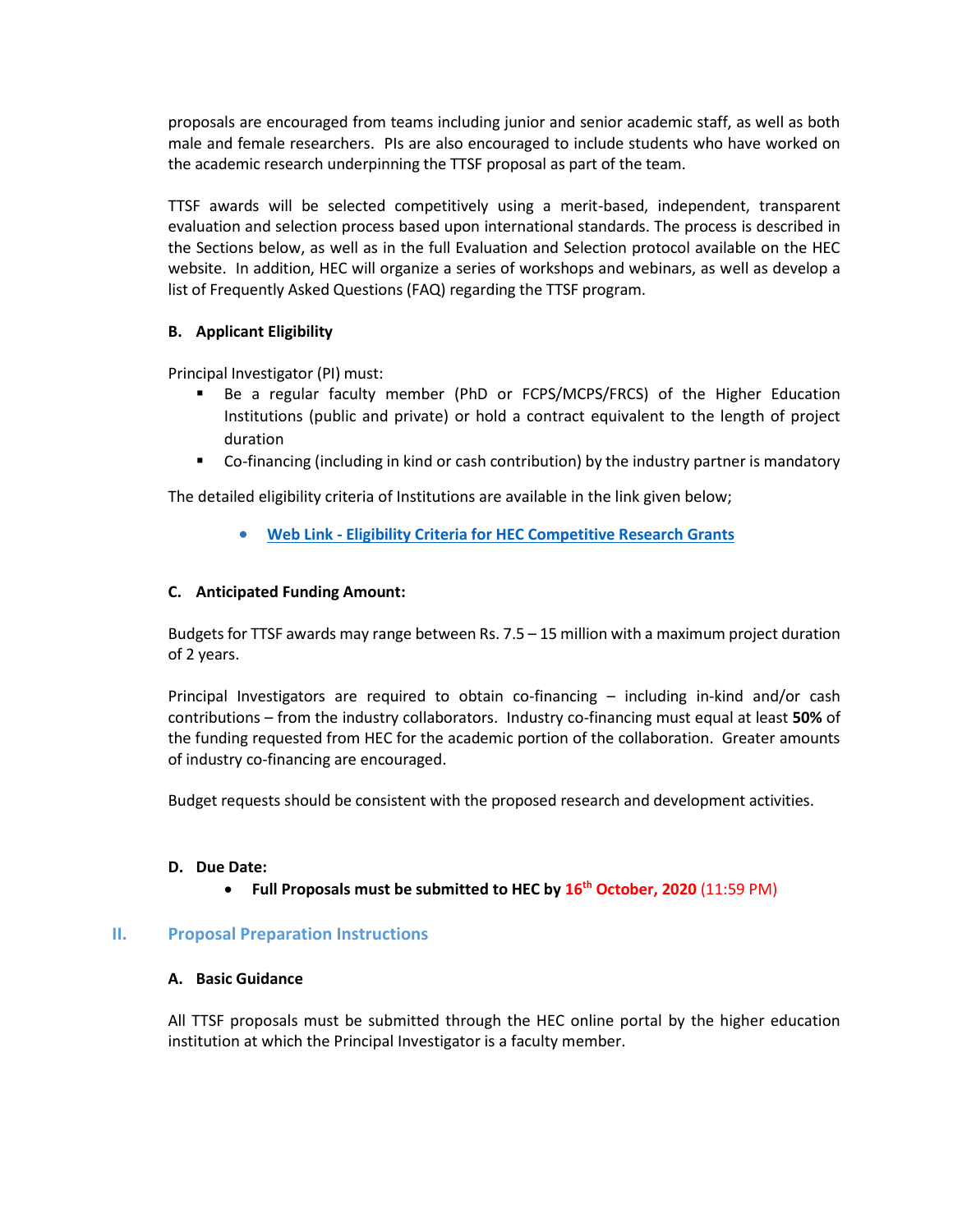proposals are encouraged from teams including junior and senior academic staff, as well as both male and female researchers. PIs are also encouraged to include students who have worked on the academic research underpinning the TTSF proposal as part of the team.

TTSF awards will be selected competitively using a merit-based, independent, transparent evaluation and selection process based upon international standards. The process is described in the Sections below, as well as in the full Evaluation and Selection protocol available on the HEC website. In addition, HEC will organize a series of workshops and webinars, as well as develop a list of Frequently Asked Questions (FAQ) regarding the TTSF program.

### B. Applicant Eligibility

Principal Investigator (PI) must:

- Be a regular faculty member (PhD or FCPS/MCPS/FRCS) of the Higher Education Institutions (public and private) or hold a contract equivalent to the length of project duration
- Co-financing (including in kind or cash contribution) by the industry partner is mandatory

The detailed eligibility criteria of Institutions are available in the link given below;

- **Web Link - Eligibility Criteria for HEC Competitive Research Grants**

### C. Anticipated Funding Amount:

Budgets for TTSF awards may range between Rs. 7.5 – 15 million with a maximum project duration of 2 years.

Principal Investigators are required to obtain co-financing – including in-kind and/or cash contributions – from the industry collaborators. Industry co-financing must equal at least **50%** of the funding requested from HEC for the academic portion of the collaboration. Greater amounts of industry co-financing are encouraged.

Budget requests should be consistent with the proposed research and development activities.

### D. Due Date:

- **Full Proposals must be submitted to HEC by 16th October, 2020** (11:59 PM)

## II. Proposal Preparation Instructions

### A. Basic Guidance

All TTSF proposals must be submitted through the HEC online portal by the higher education institution at which the Principal Investigator is a faculty member.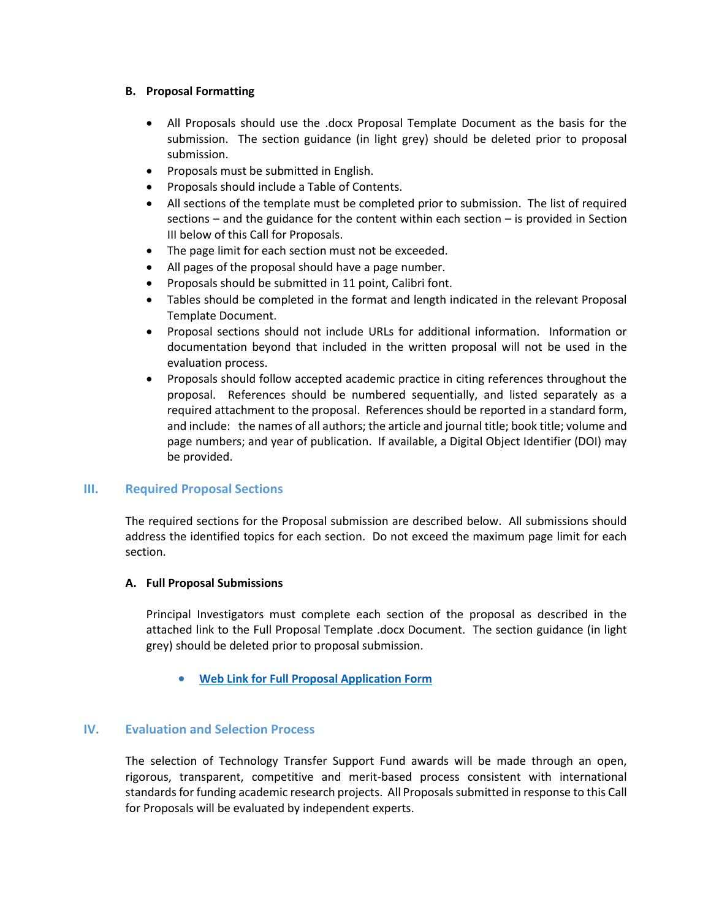### B. Proposal Formatting

- All Proposals should use the .docx Proposal Template Document as the basis for the submission. The section guidance (in light grey) should be deleted prior to proposal submission.
- Proposals must be submitted in English.
- Proposals should include a Table of Contents.
- All sections of the template must be completed prior to submission. The list of required sections – and the guidance for the content within each section – is provided in Section III below of this Call for Proposals.
- The page limit for each section must not be exceeded.
- All pages of the proposal should have a page number.
- Proposals should be submitted in 11 point, Calibri font.
- Tables should be completed in the format and length indicated in the relevant Proposal Template Document.
- Proposal sections should not include URLs for additional information. Information or documentation beyond that included in the written proposal will not be used in the evaluation process.
- Proposals should follow accepted academic practice in citing references throughout the proposal. References should be numbered sequentially, and listed separately as a required attachment to the proposal. References should be reported in a standard form, and include: the names of all authors; the article and journal title; book title; volume and page numbers; and year of publication. If available, a Digital Object Identifier (DOI) may be provided.

## III. Required Proposal Sections

The required sections for the Proposal submission are described below. All submissions should address the identified topics for each section. Do not exceed the maximum page limit for each section.

### A. Full Proposal Submissions

Principal Investigators must complete each section of the proposal as described in the attached link to the Full Proposal Template .docx Document. The section guidance (in light grey) should be deleted prior to proposal submission.

- **Web Link for Full Proposal Application Form**

## IV. Evaluation and Selection Process

The selection of Technology Transfer Support Fund awards will be made through an open, rigorous, transparent, competitive and merit-based process consistent with international standards for funding academic research projects. All Proposals submitted in response to this Call for Proposals will be evaluated by independent experts.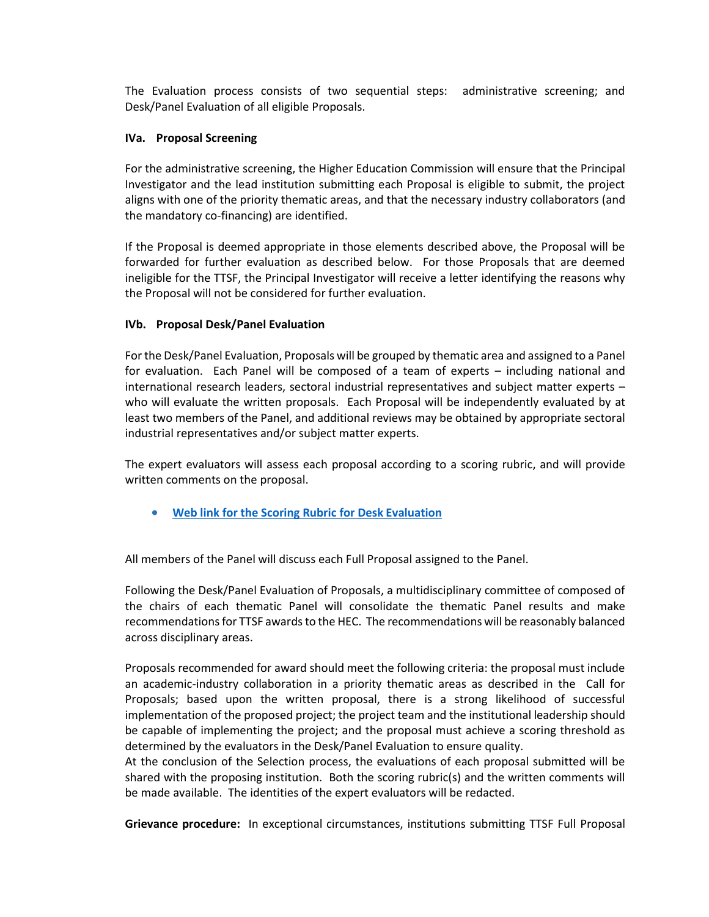The Evaluation process consists of two sequential steps: administrative screening; and Desk/Panel Evaluation of all eligible Proposals.

**IVa. Proposal Screening**

For the administrative screening, the Higher Education Commission will ensure that the Principal Investigator and the lead institution submitting each Proposal is eligible to submit, the project aligns with one of the priority thematic areas, and that the necessary industry collaborators (and the mandatory co-financing) are identified.

If the Proposal is deemed appropriate in those elements described above, the Proposal will be forwarded for further evaluation as described below. For those Proposals that are deemed ineligible for the TTSF, the Principal Investigator will receive a letter identifying the reasons why the Proposal will not be considered for further evaluation.

**IVb. Proposal Desk/Panel Evaluation**

For the Desk/Panel Evaluation, Proposals will be grouped by thematic area and assigned to a Panel for evaluation. Each Panel will be composed of a team of experts – including national and international research leaders, sectoral industrial representatives and subject matter experts – who will evaluate the written proposals. Each Proposal will be independently evaluated by at least two members of the Panel, and additional reviews may be obtained by appropriate sectoral industrial representatives and/or subject matter experts.

The expert evaluators will assess each proposal according to a scoring rubric, and will provide written comments on the proposal.

- **Web link for the Scoring Rubric for Desk Evaluation**

All members of the Panel will discuss each Full Proposal assigned to the Panel.

Following the Desk/Panel Evaluation of Proposals, a multidisciplinary committee of composed of the chairs of each thematic Panel will consolidate the thematic Panel results and make recommendations for TTSF awards to the HEC. The recommendations will be reasonably balanced across disciplinary areas.

Proposals recommended for award should meet the following criteria: the proposal must include an academic-industry collaboration in a priority thematic areas as described in the Call for Proposals; based upon the written proposal, there is a strong likelihood of successful implementation of the proposed project; the project team and the institutional leadership should be capable of implementing the project; and the proposal must achieve a scoring threshold as determined by the evaluators in the Desk/Panel Evaluation to ensure quality.
At the conclusion of the Selection process, the evaluations of each proposal submitted will be shared with the proposing institution. Both the scoring rubric(s) and the written comments will be made available. The identities of the expert evaluators will be redacted.

**Grievance procedure:** In exceptional circumstances, institutions submitting TTSF Full Proposal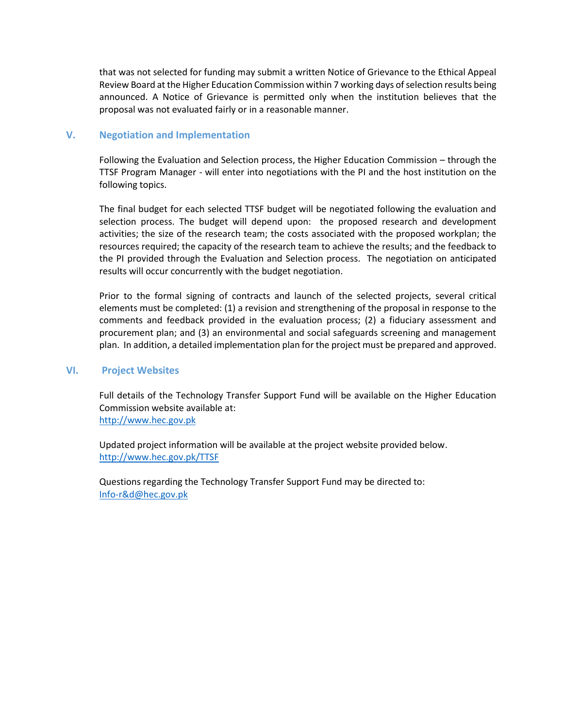that was not selected for funding may submit a written Notice of Grievance to the Ethical Appeal Review Board at the Higher Education Commission within 7 working days of selection results being announced. A Notice of Grievance is permitted only when the institution believes that the proposal was not evaluated fairly or in a reasonable manner.

## V. Negotiation and Implementation

Following the Evaluation and Selection process, the Higher Education Commission – through the TTSF Program Manager - will enter into negotiations with the PI and the host institution on the following topics.

The final budget for each selected TTSF budget will be negotiated following the evaluation and selection process. The budget will depend upon: the proposed research and development activities; the size of the research team; the costs associated with the proposed workplan; the resources required; the capacity of the research team to achieve the results; and the feedback to the PI provided through the Evaluation and Selection process. The negotiation on anticipated results will occur concurrently with the budget negotiation.

Prior to the formal signing of contracts and launch of the selected projects, several critical elements must be completed: (1) a revision and strengthening of the proposal in response to the comments and feedback provided in the evaluation process; (2) a fiduciary assessment and procurement plan; and (3) an environmental and social safeguards screening and management plan. In addition, a detailed implementation plan for the project must be prepared and approved.

## VI. Project Websites

Full details of the Technology Transfer Support Fund will be available on the Higher Education Commission website available at:
http://www.hec.gov.pk

Updated project information will be available at the project website provided below.
http://www.hec.gov.pk/TTSF

Questions regarding the Technology Transfer Support Fund may be directed to:
Info-r&d@hec.gov.pk